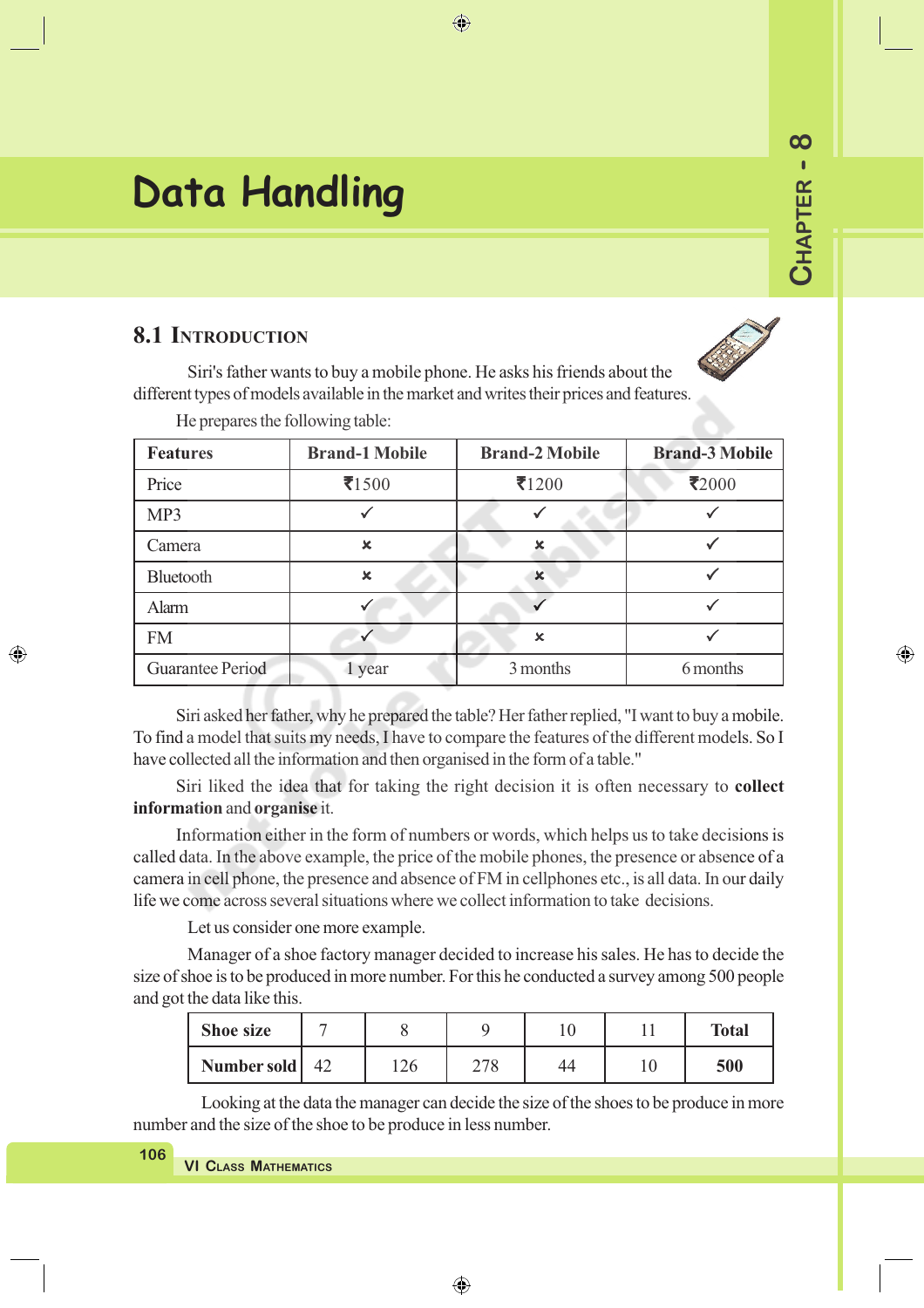// Chapter - 8

# Data Handling

## 8.1 Introduction

Siri's father wants to buy a mobile phone. He asks his friends about the different types of models available in the market and writes their prices and features.

He prepares the following table:

| Features | Brand-1 Mobile | Brand-2 Mobile | Brand-3 Mobile |
|---|---|---|---|
| Price | ₹1500 | ₹1200 | ₹2000 |
| MP3 | ✓ | ✓ | ✓ |
| Camera | ✗ | ✗ | ✓ |
| Bluetooth | ✗ | ✗ | ✓ |
| Alarm | ✓ | ✓ | ✓ |
| FM | ✓ | ✗ | ✓ |
| Guarantee Period | 1 year | 3 months | 6 months |

Siri asked her father, why he prepared the table? Her father replied, "I want to buy a mobile. To find a model that suits my needs, I have to compare the features of the different models. So I have collected all the information and then organised in the form of a table."

Siri liked the idea that for taking the right decision it is often necessary to **collect information** and **organise** it.

Information either in the form of numbers or words, which helps us to take decisions is called data. In the above example, the price of the mobile phones, the presence or absence of a camera in cell phone, the presence and absence of FM in cellphones etc., is all data. In our daily life we come across several situations where we collect information to take decisions.

Let us consider one more example.

Manager of a shoe factory manager decided to increase his sales. He has to decide the size of shoe is to be produced in more number. For this he conducted a survey among 500 people and got the data like this.

| **Shoe size** | 7 | 8 | 9 | 10 | 11 | **Total** |
|---|---|---|---|---|---|---|
| **Number sold** | 42 | 126 | 278 | 44 | 10 | **500** |

Looking at the data the manager can decide the size of the shoes to be produce in more number and the size of the shoe to be produce in less number.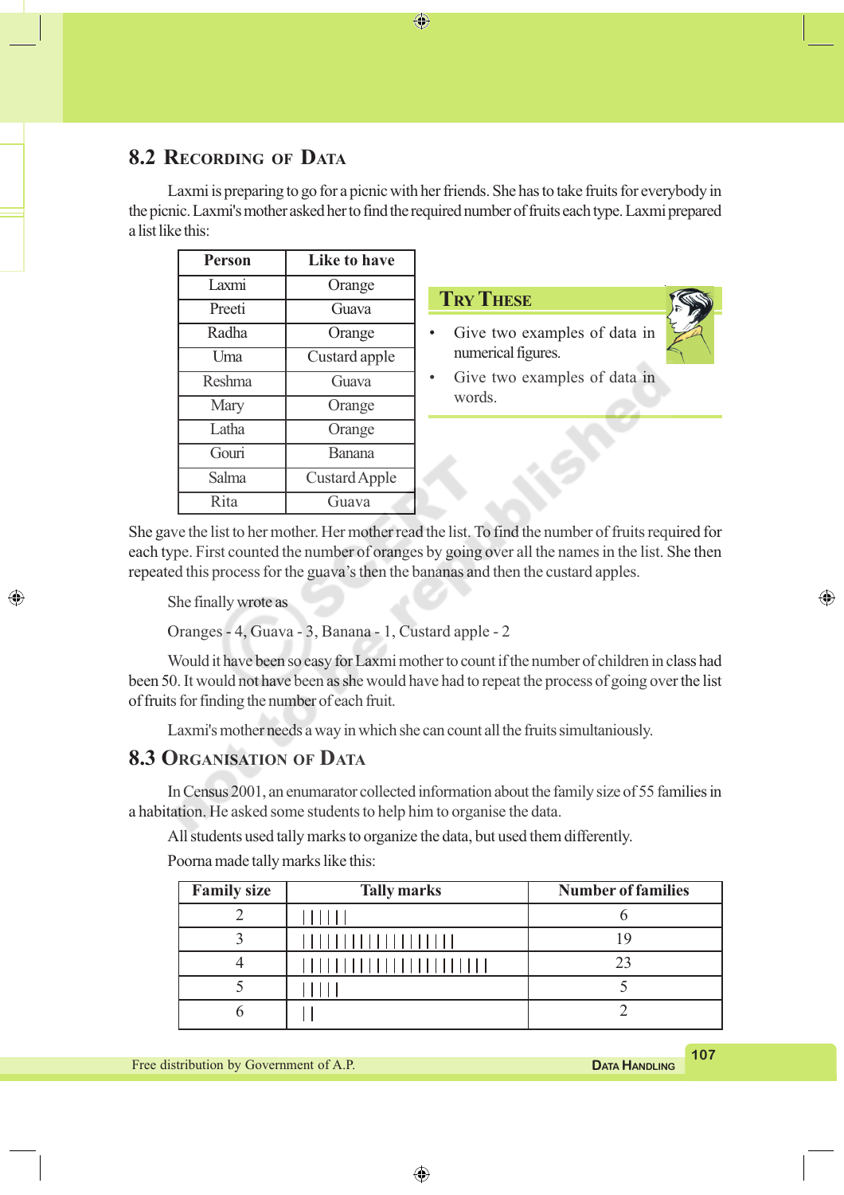## 8.2 Recording of Data

Laxmi is preparing to go for a picnic with her friends. She has to take fruits for everybody in the picnic. Laxmi's mother asked her to find the required number of fruits each type. Laxmi prepared a list like this:

| Person | Like to have |
|---|---|
| Laxmi | Orange |
| Preeti | Guava |
| Radha | Orange |
| Uma | Custard apple |
| Reshma | Guava |
| Mary | Orange |
| Latha | Orange |
| Gouri | Banana |
| Salma | Custard Apple |
| Rita | Guava |

### Try These

- Give two examples of data in numerical figures.
- Give two examples of data in words.

She gave the list to her mother. Her mother read the list. To find the number of fruits required for each type. First counted the number of oranges by going over all the names in the list. She then repeated this process for the guava's then the bananas and then the custard apples.

She finally wrote as

Oranges - 4, Guava - 3, Banana - 1, Custard apple - 2

Would it have been so easy for Laxmi mother to count if the number of children in class had been 50. It would not have been as she would have had to repeat the process of going over the list of fruits for finding the number of each fruit.

Laxmi's mother needs a way in which she can count all the fruits simultaniously.

## 8.3 Organisation of Data

In Census 2001, an enumarator collected information about the family size of 55 families in a habitation. He asked some students to help him to organise the data.

All students used tally marks to organize the data, but used them differently.

Poorna made tally marks like this:

| Family size | Tally marks | Number of families |
|---|---|---|
| 2 | \|\|\|\|\|\| | 6 |
| 3 | \|\|\|\|\|\|\|\|\|\|\|\|\|\|\|\|\|\|\| | 19 |
| 4 | \|\|\|\|\|\|\|\|\|\|\|\|\|\|\|\|\|\|\|\|\|\|\| | 23 |
| 5 | \|\|\|\|\| | 5 |
| 6 | \|\| | 2 |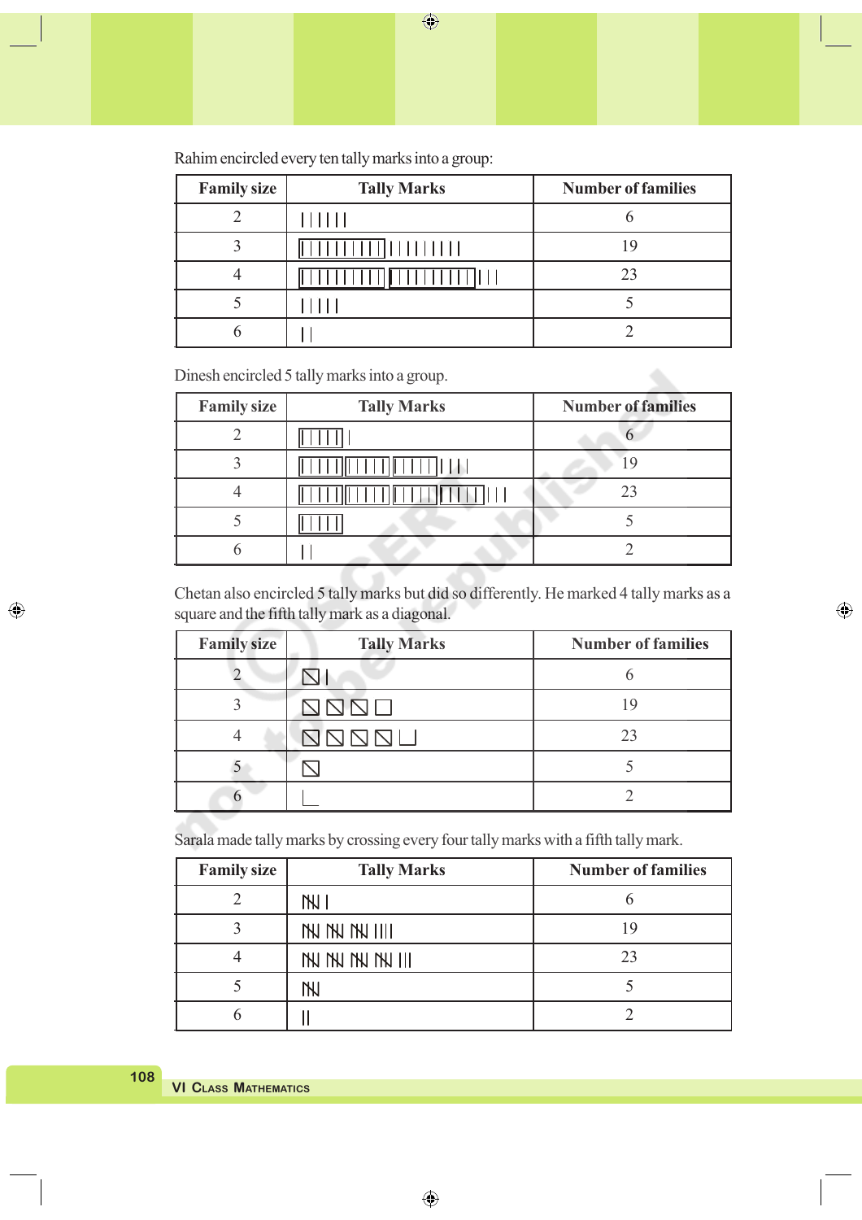Rahim encircled every ten tally marks into a group:

| Family size | Tally Marks | Number of families |
|---|---|---|
| 2 | \| \| \| \| \| \| | 6 |
| 3 | [\| \| \| \| \| \| \| \| \| \|] \| \| \| \| \| \| \| \| \| | 19 |
| 4 | [\| \| \| \| \| \| \| \| \| \|] [\| \| \| \| \| \| \| \| \| \|] \| \| \| | 23 |
| 5 | \| \| \| \| \| | 5 |
| 6 | \| \| | 2 |

Dinesh encircled 5 tally marks into a group.

| Family size | Tally Marks | Number of families |
|---|---|---|
| 2 | [\| \| \| \| \|] \| | 6 |
| 3 | [\| \| \| \| \|] [\| \| \| \| \|] [\| \| \| \| \|] \| \| \| \| | 19 |
| 4 | [\| \| \| \| \|] [\| \| \| \| \|] [\| \| \| \| \|] [\| \| \| \| \|] \| \| \| | 23 |
| 5 | [\| \| \| \| \|] | 5 |
| 6 | \| \| | 2 |

Chetan also encircled 5 tally marks but did so differently. He marked 4 tally marks as a square and the fifth tally mark as a diagonal.

| Family size | Tally Marks | Number of families |
|---|---|---|
| 2 | ⧄ \| | 6 |
| 3 | ⧄ ⧄ ⧄ □ | 19 |
| 4 | ⧄ ⧄ ⧄ ⧄ ⊔ | 23 |
| 5 | ⧄ | 5 |
| 6 | ∟ | 2 |

Sarala made tally marks by crossing every four tally marks with a fifth tally mark.

| Family size | Tally Marks | Number of families |
|---|---|---|
| 2 | ~~\|\|\|\|~~ \| | 6 |
| 3 | ~~\|\|\|\|~~ ~~\|\|\|\|~~ ~~\|\|\|\|~~ \|\|\|\| | 19 |
| 4 | ~~\|\|\|\|~~ ~~\|\|\|\|~~ ~~\|\|\|\|~~ ~~\|\|\|\|~~ \|\|\| | 23 |
| 5 | ~~\|\|\|\|~~ | 5 |
| 6 | \|\| | 2 |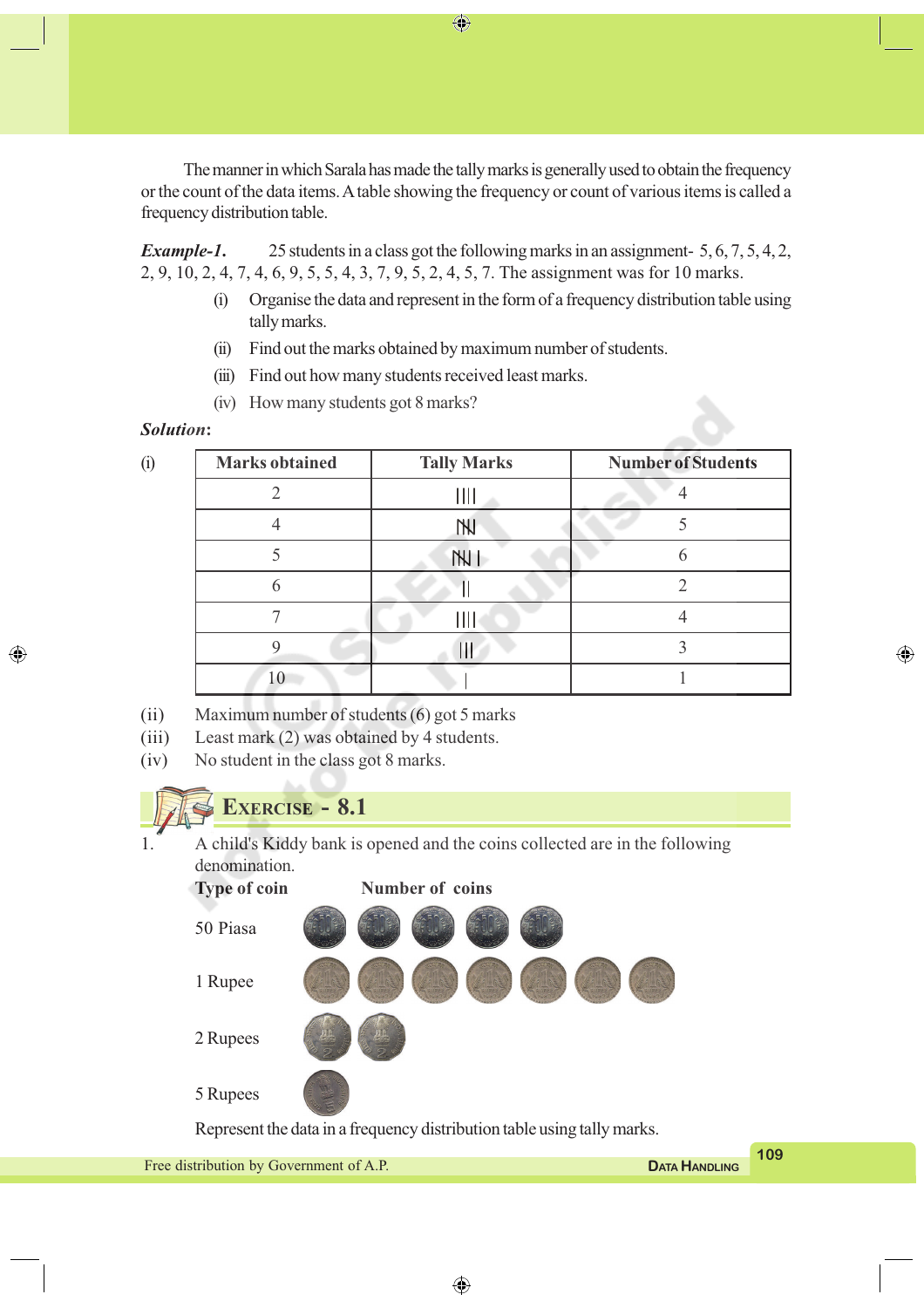The manner in which Sarala has made the tally marks is generally used to obtain the frequency or the count of the data items. A table showing the frequency or count of various items is called a frequency distribution table.

***Example-1.*** 25 students in a class got the following marks in an assignment- 5, 6, 7, 5, 4, 2, 2, 9, 10, 2, 4, 7, 4, 6, 9, 5, 5, 4, 3, 7, 9, 5, 2, 4, 5, 7. The assignment was for 10 marks.

(i) Organise the data and represent in the form of a frequency distribution table using tally marks.

(ii) Find out the marks obtained by maximum number of students.

(iii) Find out how many students received least marks.

(iv) How many students got 8 marks?

***Solution***:

(i)

| Marks obtained | Tally Marks | Number of Students |
|---|---|---|
| 2 | \|\|\|\| | 4 |
| 4 | ~~\|\|\|\|~~ | 5 |
| 5 | ~~\|\|\|\|~~ \| | 6 |
| 6 | \|\| | 2 |
| 7 | \|\|\|\| | 4 |
| 9 | \|\|\| | 3 |
| 10 | \| | 1 |

(ii) Maximum number of students (6) got 5 marks

(iii) Least mark (2) was obtained by 4 students.

(iv) No student in the class got 8 marks.

## EXERCISE - 8.1

1. A child's Kiddy bank is opened and the coins collected are in the following denomination.

| Type of coin | Number of coins |
|---|---|
| 50 Piasa | (5 coins) |
| 1 Rupee | (7 coins) |
| 2 Rupees | (2 coins) |
| 5 Rupees | (1 coin) |

Represent the data in a frequency distribution table using tally marks.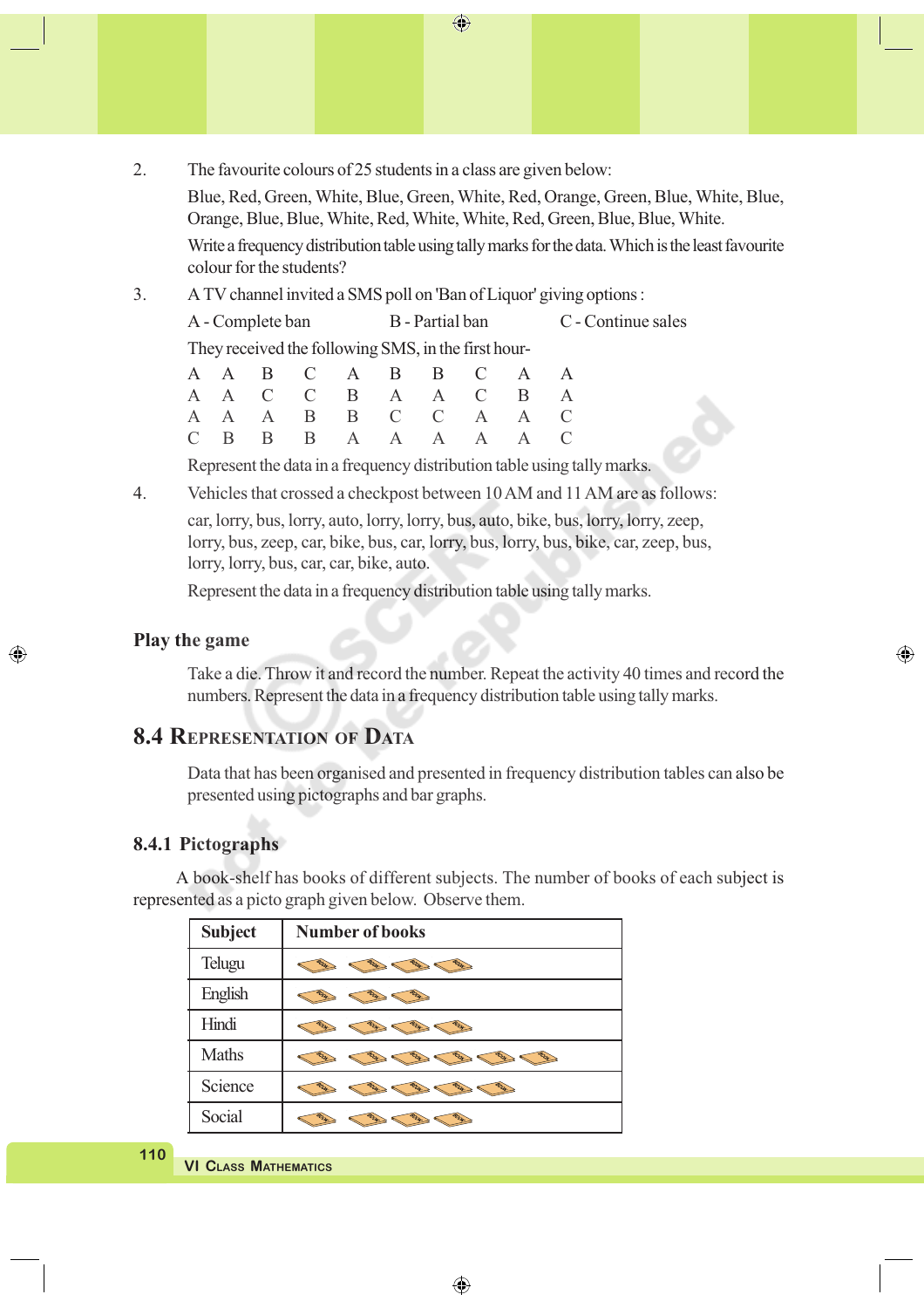2. The favourite colours of 25 students in a class are given below:

   Blue, Red, Green, White, Blue, Green, White, Red, Orange, Green, Blue, White, Blue, Orange, Blue, Blue, White, Red, White, White, Red, Green, Blue, Blue, White.

   Write a frequency distribution table using tally marks for the data. Which is the least favourite colour for the students?

3. A TV channel invited a SMS poll on 'Ban of Liquor' giving options :

   A - Complete ban    B - Partial ban    C - Continue sales

   They received the following SMS, in the first hour-

   ```
   A  A  B  C  A  B  B  C  A  A
   A  A  C  C  B  A  A  C  B  A
   A  A  A  B  B  C  C  A  A  C
   C  B  B  B  A  A  A  A  A  C
   ```

   Represent the data in a frequency distribution table using tally marks.

4. Vehicles that crossed a checkpost between 10 AM and 11 AM are as follows:

   car, lorry, bus, lorry, auto, lorry, lorry, bus, auto, bike, bus, lorry, lorry, zeep, lorry, bus, zeep, car, bike, bus, car, lorry, bus, lorry, bus, bike, car, zeep, bus, lorry, lorry, bus, car, car, bike, auto.

   Represent the data in a frequency distribution table using tally marks.

### Play the game

Take a die. Throw it and record the number. Repeat the activity 40 times and record the numbers. Represent the data in a frequency distribution table using tally marks.

## 8.4 Representation of Data

Data that has been organised and presented in frequency distribution tables can also be presented using pictographs and bar graphs.

### 8.4.1 Pictographs

A book-shelf has books of different subjects. The number of books of each subject is represented as a picto graph given below. Observe them.

| Subject | Number of books |
|---|---|
| Telugu | 📖 📖 📖 📖 |
| English | 📖 📖 📖 |
| Hindi | 📖 📖 📖 📖 |
| Maths | 📖 📖 📖 📖 📖 📖 |
| Science | 📖 📖 📖 📖 📖 |
| Social | 📖 📖 📖 📖 |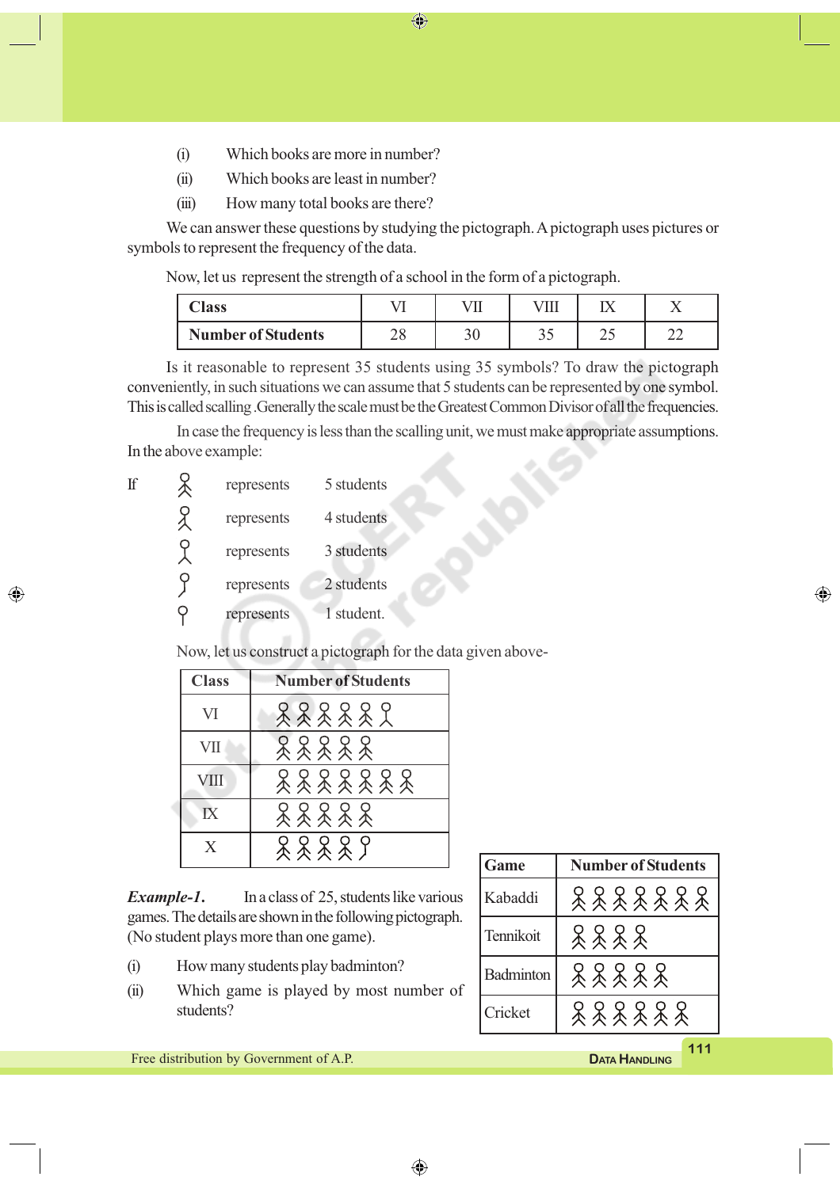(i) Which books are more in number?

(ii) Which books are least in number?

(iii) How many total books are there?

We can answer these questions by studying the pictograph. A pictograph uses pictures or symbols to represent the frequency of the data.

Now, let us represent the strength of a school in the form of a pictograph.

| Class | VI | VII | VIII | IX | X |
|---|---|---|---|---|---|
| Number of Students | 28 | 30 | 35 | 25 | 22 |

Is it reasonable to represent 35 students using 35 symbols? To draw the pictograph conveniently, in such situations we can assume that 5 students can be represented by one symbol. This is called scalling .Generally the scale must be the Greatest Common Divisor of all the frequencies.

In case the frequency is less than the scalling unit, we must make appropriate assumptions. In the above example:

If (full figure) represents 5 students

(figure) represents 4 students

(figure) represents 3 students

(figure) represents 2 students

(figure) represents 1 student.

Now, let us construct a pictograph for the data given above-

| Class | Number of Students |
|---|---|
| VI | 5 full symbols + 3-student symbol |
| VII | 6 full symbols |
| VIII | 7 full symbols |
| IX | 5 full symbols |
| X | 4 full symbols + 2-student symbol |

***Example-1.*** In a class of 25, students like various games. The details are shown in the following pictograph. (No student plays more than one game).

(i) How many students play badminton?

(ii) Which game is played by most number of students?

| Game | Number of Students |
|---|---|
| Kabaddi | 7 symbols |
| Tennikoit | 4 symbols |
| Badminton | 5 symbols |
| Cricket | 6 symbols |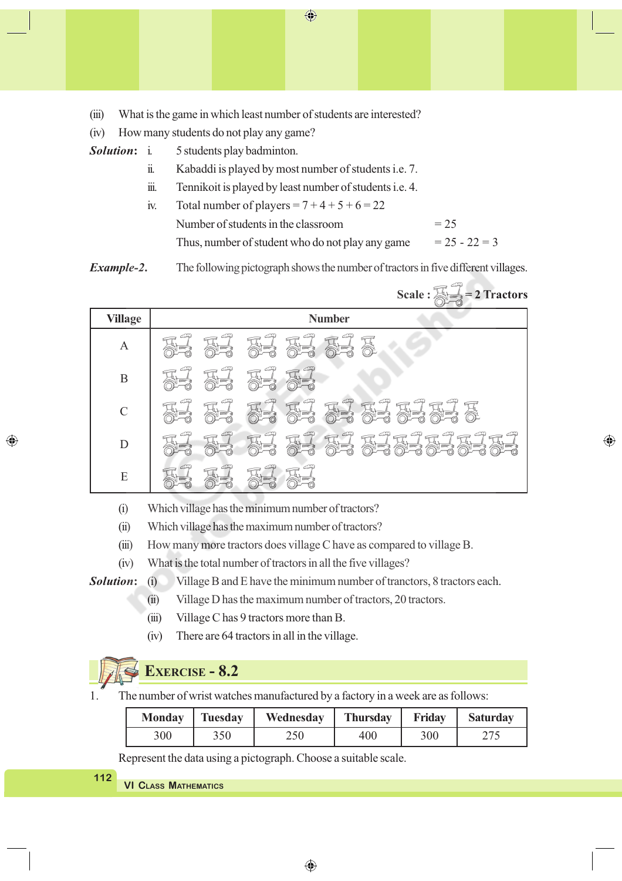(iii) What is the game in which least number of students are interested?

(iv) How many students do not play any game?

***Solution*:** i. 5 students play badminton.

ii. Kabaddi is played by most number of students i.e. 7.

iii. Tennikoit is played by least number of students i.e. 4.

iv. Total number of players = 7 + 4 + 5 + 6 = 22

Number of students in the classroom = 25

Thus, number of student who do not play any game = 25 - 22 = 3

***Example-2*.** The following pictograph shows the number of tractors in five different villages.

**Scale : 🚜 = 2 Tractors**

| Village | Number |
|---|---|
| A | 🚜🚜🚜🚜🚜 and half 🚜 |
| B | 🚜🚜🚜🚜 |
| C | 🚜🚜🚜🚜🚜🚜🚜🚜 and half 🚜 |
| D | 🚜🚜🚜🚜🚜🚜🚜🚜🚜🚜 |
| E | 🚜🚜🚜🚜 |

(i) Which village has the minimum number of tractors?

(ii) Which village has the maximum number of tractors?

(iii) How many more tractors does village C have as compared to village B.

(iv) What is the total number of tractors in all the five villages?

***Solution*:** (i) Village B and E have the minimum number of tranctors, 8 tractors each.

(ii) Village D has the maximum number of tractors, 20 tractors.

(iii) Village C has 9 tractors more than B.

(iv) There are 64 tractors in all in the village.

## Exercise - 8.2

1. The number of wrist watches manufactured by a factory in a week are as follows:

| Monday | Tuesday | Wednesday | Thursday | Friday | Saturday |
|---|---|---|---|---|---|
| 300 | 350 | 250 | 400 | 300 | 275 |

Represent the data using a pictograph. Choose a suitable scale.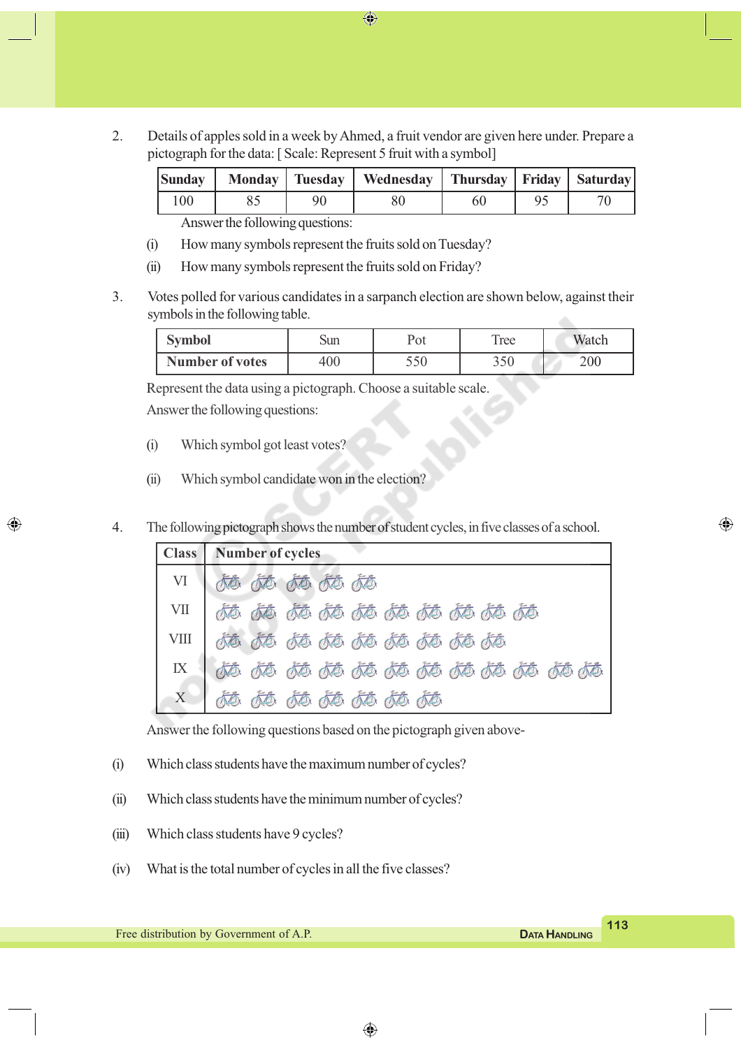2. Details of apples sold in a week by Ahmed, a fruit vendor are given here under. Prepare a pictograph for the data: [ Scale: Represent 5 fruit with a symbol]

| Sunday | Monday | Tuesday | Wednesday | Thursday | Friday | Saturday |
|---|---|---|---|---|---|---|
| 100 | 85 | 90 | 80 | 60 | 95 | 70 |

Answer the following questions:

(i) How many symbols represent the fruits sold on Tuesday?

(ii) How many symbols represent the fruits sold on Friday?

3. Votes polled for various candidates in a sarpanch election are shown below, against their symbols in the following table.

| **Symbol** | Sun | Pot | Tree | Watch |
|---|---|---|---|---|
| **Number of votes** | 400 | 550 | 350 | 200 |

Represent the data using a pictograph. Choose a suitable scale.

Answer the following questions:

(i) Which symbol got least votes?

(ii) Which symbol candidate won in the election?

4. The following pictograph shows the number of student cycles, in five classes of a school.

| **Class** | **Number of cycles** |
|---|---|
| VI | 🚲 🚲 🚲 🚲 🚲 |
| VII | 🚲 🚲 🚲 🚲 🚲 🚲 🚲 🚲 🚲 🚲 |
| VIII | 🚲 🚲 🚲 🚲 🚲 🚲 🚲 🚲 🚲 |
| IX | 🚲 🚲 🚲 🚲 🚲 🚲 🚲 🚲 🚲 🚲 🚲 🚲 |
| X | 🚲 🚲 🚲 🚲 🚲 🚲 🚲 |

Answer the following questions based on the pictograph given above-

(i) Which class students have the maximum number of cycles?

(ii) Which class students have the minimum number of cycles?

(iii) Which class students have 9 cycles?

(iv) What is the total number of cycles in all the five classes?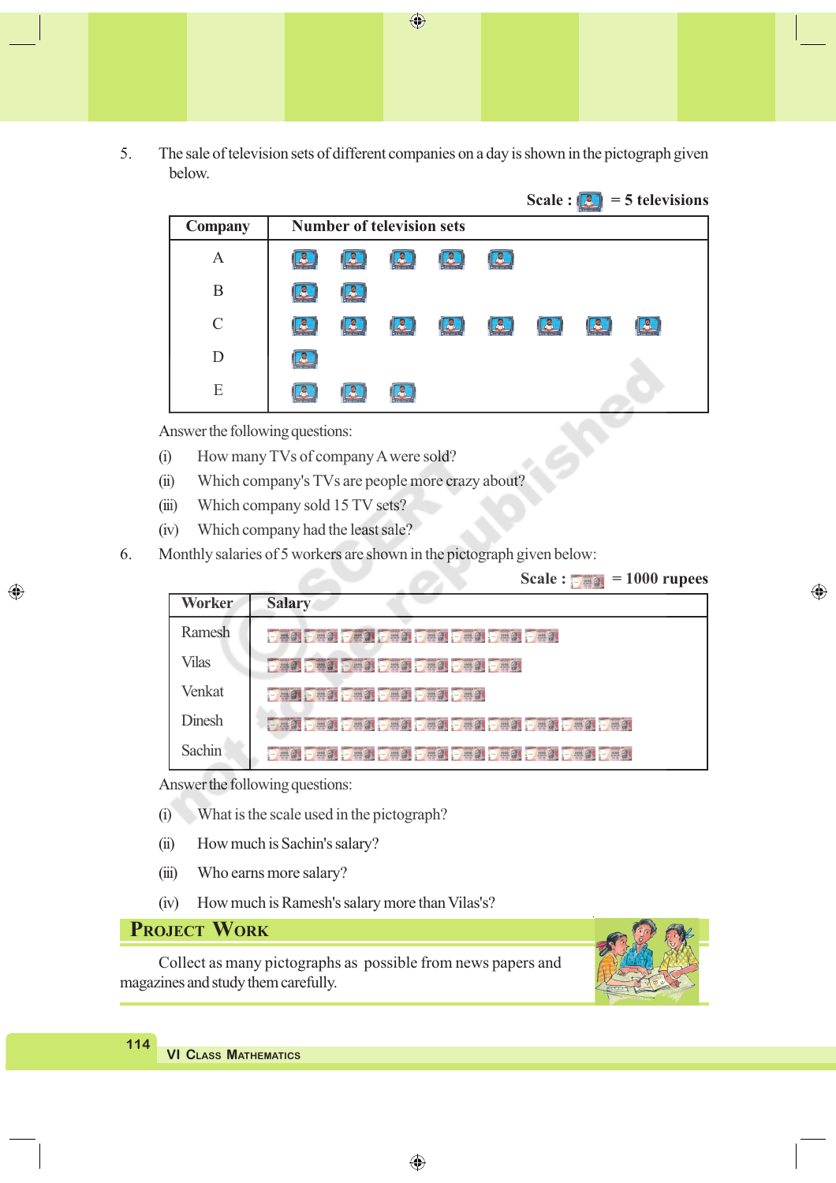5. The sale of television sets of different companies on a day is shown in the pictograph given below.

**Scale : 📺 = 5 televisions**

| Company | Number of television sets |
|---|---|
| A | 📺 📺 📺 📺 📺 |
| B | 📺 📺 |
| C | 📺 📺 📺 📺 📺 📺 📺 📺 |
| D | 📺 |
| E | 📺 📺 📺 |

Answer the following questions:

(i) How many TVs of company A were sold?

(ii) Which company's TVs are people more crazy about?

(iii) Which company sold 15 TV sets?

(iv) Which company had the least sale?

6. Monthly salaries of 5 workers are shown in the pictograph given below:

**Scale : 💵 = 1000 rupees**

| Worker | Salary |
|---|---|
| Ramesh | 💵 💵 💵 💵 💵 💵 💵 💵 |
| Vilas | 💵 💵 💵 💵 💵 💵 💵 |
| Venkat | 💵 💵 💵 💵 💵 💵 |
| Dinesh | 💵 💵 💵 💵 💵 💵 💵 💵 💵 💵 |
| Sachin | 💵 💵 💵 💵 💵 💵 💵 💵 💵 💵 |

Answer the following questions:

(i) What is the scale used in the pictograph?

(ii) How much is Sachin's salary?

(iii) Who earns more salary?

(iv) How much is Ramesh's salary more than Vilas's?

## Project Work

Collect as many pictographs as possible from news papers and magazines and study them carefully.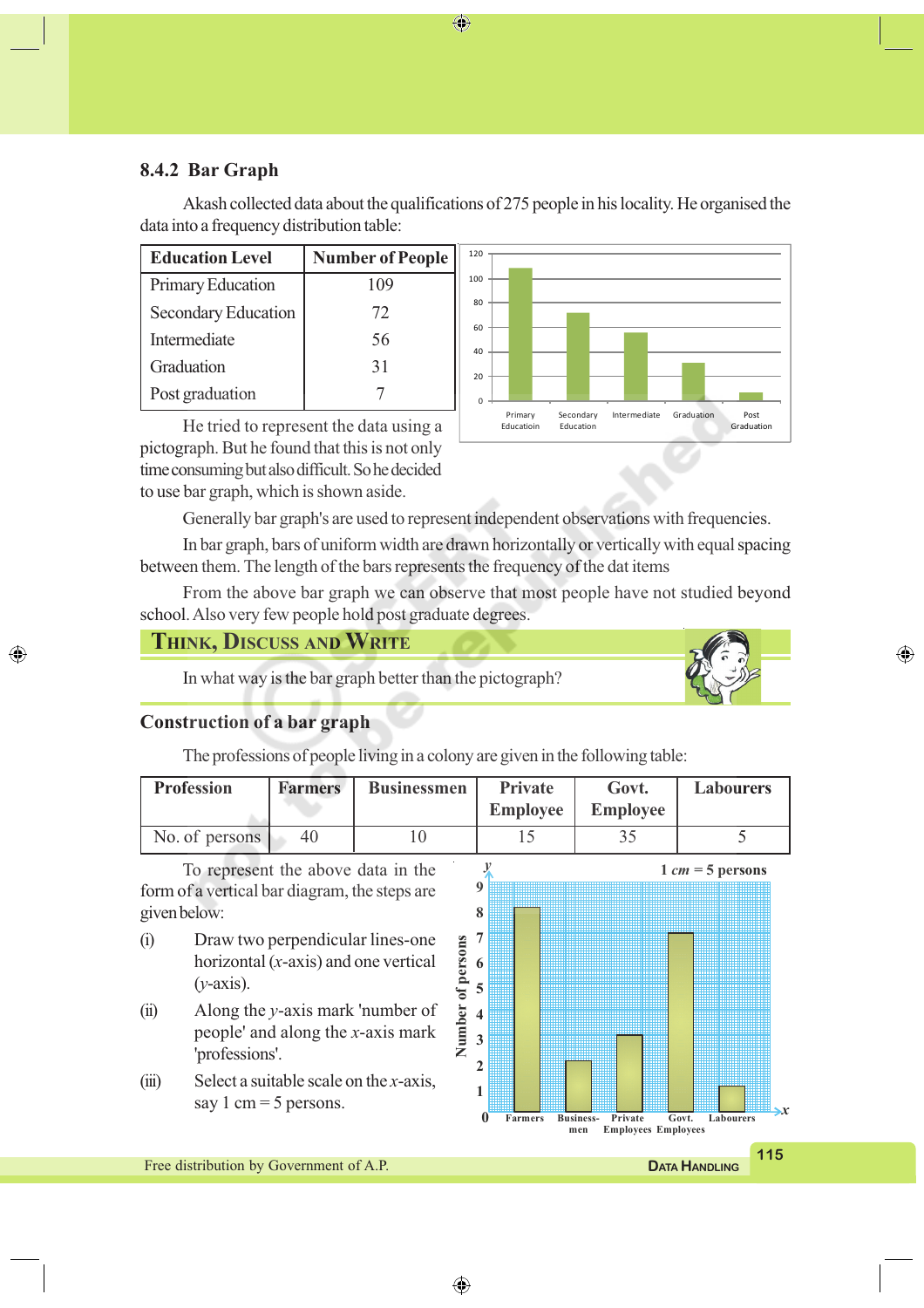### 8.4.2 Bar Graph

Akash collected data about the qualifications of 275 people in his locality. He organised the data into a frequency distribution table:

| Education Level | Number of People |
|---|---|
| Primary Education | 109 |
| Secondary Education | 72 |
| Intermediate | 56 |
| Graduation | 31 |
| Post graduation | 7 |

He tried to represent the data using a pictograph. But he found that this is not only time consuming but also difficult. So he decided to use bar graph, which is shown aside.

Generally bar graph's are used to represent independent observations with frequencies.

In bar graph, bars of uniform width are drawn horizontally or vertically with equal spacing between them. The length of the bars represents the frequency of the dat items

From the above bar graph we can observe that most people have not studied beyond school. Also very few people hold post graduate degrees.

## Think, Discuss and Write

In what way is the bar graph better than the pictograph?

### Construction of a bar graph

The professions of people living in a colony are given in the following table:

| Profession | Farmers | Businessmen | Private Employee | Govt. Employee | Labourers |
|---|---|---|---|---|---|
| No. of persons | 40 | 10 | 15 | 35 | 5 |

To represent the above data in the form of a vertical bar diagram, the steps are given below:

(i) Draw two perpendicular lines-one horizontal ($x$-axis) and one vertical ($y$-axis).

(ii) Along the $y$-axis mark 'number of people' and along the $x$-axis mark 'professions'.

(iii) Select a suitable scale on the $x$-axis, say 1 cm = 5 persons.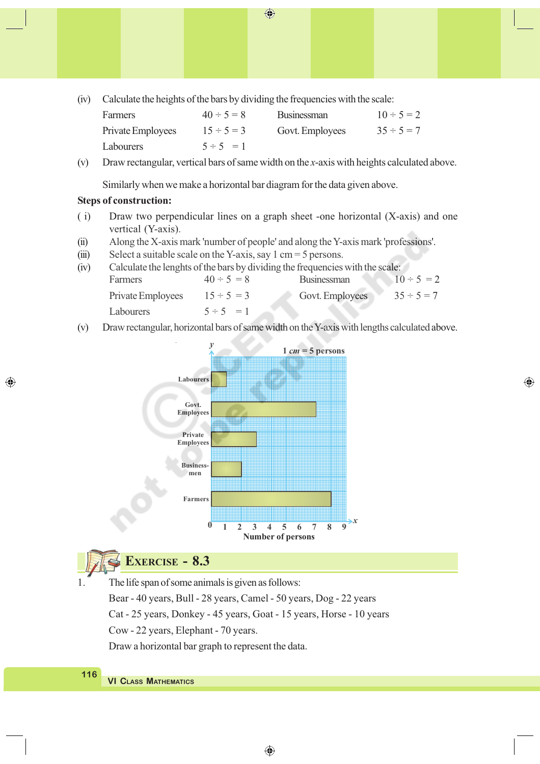(iv) Calculate the heights of the bars by dividing the frequencies with the scale:

| | | | |
|---|---|---|---|
| Farmers | $40 \div 5 = 8$ | Businessman | $10 \div 5 = 2$ |
| Private Employees | $15 \div 5 = 3$ | Govt. Employees | $35 \div 5 = 7$ |
| Labourers | $5 \div 5 = 1$ | | |

(v) Draw rectangular, vertical bars of same width on the $x$-axis with heights calculated above.

Similarly when we make a horizontal bar diagram for the data given above.

**Steps of construction:**

( i) Draw two perpendicular lines on a graph sheet -one horizontal (X-axis) and one vertical (Y-axis).

(ii) Along the X-axis mark 'number of people' and along the Y-axis mark 'professions'.

(iii) Select a suitable scale on the Y-axis, say 1 cm = 5 persons.

(iv) Calculate the lenghts of the bars by dividing the frequencies with the scale:

| | | | |
|---|---|---|---|
| Farmers | $40 \div 5 = 8$ | Businessman | $10 \div 5 = 2$ |
| Private Employees | $15 \div 5 = 3$ | Govt. Employees | $35 \div 5 = 7$ |
| Labourers | $5 \div 5 = 1$ | | |

(v) Draw rectangular, horizontal bars of same width on the Y-axis with lengths calculated above.

## EXERCISE - 8.3

1. The life span of some animals is given as follows:

   Bear - 40 years, Bull - 28 years, Camel - 50 years, Dog - 22 years

   Cat - 25 years, Donkey - 45 years, Goat - 15 years, Horse - 10 years

   Cow - 22 years, Elephant - 70 years.

   Draw a horizontal bar graph to represent the data.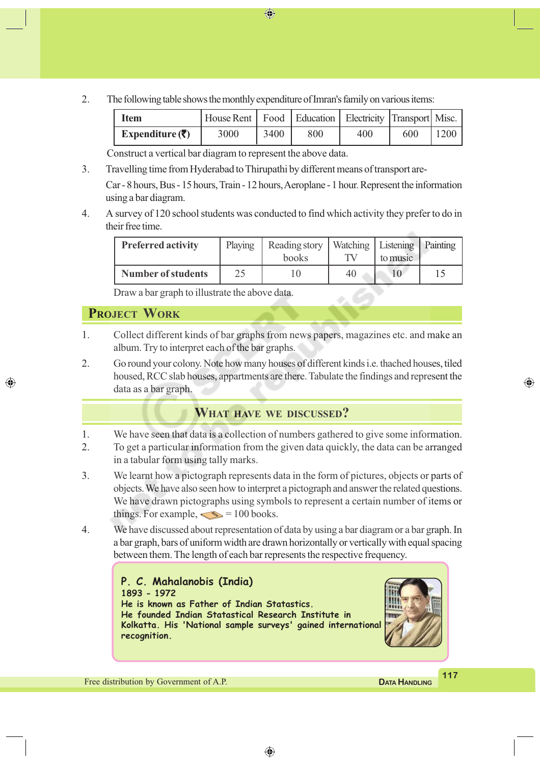2. The following table shows the monthly expenditure of Imran's family on various items:

| Item | House Rent | Food | Education | Electricity | Transport | Misc. |
|---|---|---|---|---|---|---|
| **Expenditure (₹)** | 3000 | 3400 | 800 | 400 | 600 | 1200 |

Construct a vertical bar diagram to represent the above data.

3. Travelling time from Hyderabad to Thirupathi by different means of transport are-
Car - 8 hours, Bus - 15 hours, Train - 12 hours, Aeroplane - 1 hour. Represent the information using a bar diagram.

4. A survey of 120 school students was conducted to find which activity they prefer to do in their free time.

| Preferred activity | Playing | Reading story books | Watching TV | Listening to music | Painting |
|---|---|---|---|---|---|
| **Number of students** | 25 | 10 | 40 | 10 | 15 |

Draw a bar graph to illustrate the above data.

## Project Work

1. Collect different kinds of bar graphs from news papers, magazines etc. and make an album. Try to interpret each of the bar graphs.
2. Go round your colony. Note how many houses of different kinds i.e. thached houses, tiled housed, RCC slab houses, appartments are there. Tabulate the findings and represent the data as a bar graph.

## What have we discussed?

1. We have seen that data is a collection of numbers gathered to give some information.
2. To get a particular information from the given data quickly, the data can be arranged in a tabular form using tally marks.
3. We learnt how a pictograph represents data in the form of pictures, objects or parts of objects. We have also seen how to interpret a pictograph and answer the related questions. We have drawn pictographs using symbols to represent a certain number of items or things. For example, 📚 = 100 books.
4. We have discussed about representation of data by using a bar diagram or a bar graph. In a bar graph, bars of uniform width are drawn horizontally or vertically with equal spacing between them. The length of each bar represents the respective frequency.

**P. C. Mahalanobis (India)**
**1893 - 1972**
**He is known as Father of Indian Statistics.**
**He founded Indian Statastical Research Institute in Kolkatta. His 'National sample surveys' gained international recognition.**